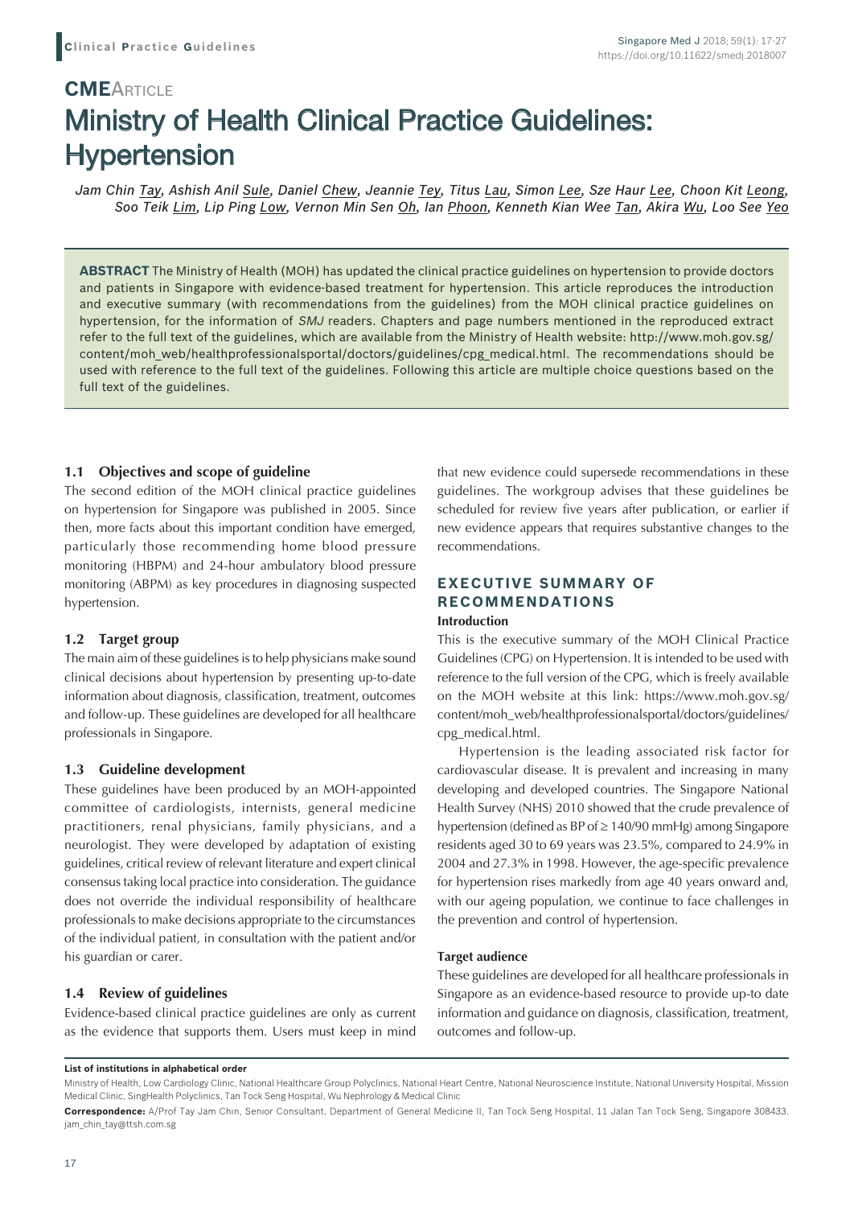**CME**ARTICLE

# Ministry of Health Clinical Practice Guidelines: Hypertension

*Jam Chin Tay, Ashish Anil Sule, Daniel Chew, Jeannie Tey, Titus Lau, Simon Lee, Sze Haur Lee, Choon Kit Leong, Soo Teik Lim, Lip Ping Low, Vernon Min Sen Oh, Ian Phoon, Kenneth Kian Wee Tan, Akira Wu, Loo See Yeo*

**ABSTRACT** The Ministry of Health (MOH) has updated the clinical practice guidelines on hypertension to provide doctors and patients in Singapore with evidence-based treatment for hypertension. This article reproduces the introduction and executive summary (with recommendations from the guidelines) from the MOH clinical practice guidelines on hypertension, for the information of *SMJ* readers. Chapters and page numbers mentioned in the reproduced extract refer to the full text of the guidelines, which are available from the Ministry of Health website: http://www.moh.gov.sg/content/moh_web/healthprofessionalsportal/doctors/guidelines/cpg_medical.html. The recommendations should be used with reference to the full text of the guidelines. Following this article are multiple choice questions based on the full text of the guidelines.

### 1.1 Objectives and scope of guideline

The second edition of the MOH clinical practice guidelines on hypertension for Singapore was published in 2005. Since then, more facts about this important condition have emerged, particularly those recommending home blood pressure monitoring (HBPM) and 24-hour ambulatory blood pressure monitoring (ABPM) as key procedures in diagnosing suspected hypertension.

### 1.2 Target group

The main aim of these guidelines is to help physicians make sound clinical decisions about hypertension by presenting up-to-date information about diagnosis, classification, treatment, outcomes and follow-up. These guidelines are developed for all healthcare professionals in Singapore.

### 1.3 Guideline development

These guidelines have been produced by an MOH-appointed committee of cardiologists, internists, general medicine practitioners, renal physicians, family physicians, and a neurologist. They were developed by adaptation of existing guidelines, critical review of relevant literature and expert clinical consensus taking local practice into consideration. The guidance does not override the individual responsibility of healthcare professionals to make decisions appropriate to the circumstances of the individual patient, in consultation with the patient and/or his guardian or carer.

### 1.4 Review of guidelines

Evidence-based clinical practice guidelines are only as current as the evidence that supports them. Users must keep in mind that new evidence could supersede recommendations in these guidelines. The workgroup advises that these guidelines be scheduled for review five years after publication, or earlier if new evidence appears that requires substantive changes to the recommendations.

## EXECUTIVE SUMMARY OF RECOMMENDATIONS

### Introduction

This is the executive summary of the MOH Clinical Practice Guidelines (CPG) on Hypertension. It is intended to be used with reference to the full version of the CPG, which is freely available on the MOH website at this link: https://www.moh.gov.sg/content/moh_web/healthprofessionalsportal/doctors/guidelines/cpg_medical.html.

Hypertension is the leading associated risk factor for cardiovascular disease. It is prevalent and increasing in many developing and developed countries. The Singapore National Health Survey (NHS) 2010 showed that the crude prevalence of hypertension (defined as BP of ≥ 140/90 mmHg) among Singapore residents aged 30 to 69 years was 23.5%, compared to 24.9% in 2004 and 27.3% in 1998. However, the age-specific prevalence for hypertension rises markedly from age 40 years onward and, with our ageing population, we continue to face challenges in the prevention and control of hypertension.

### Target audience

These guidelines are developed for all healthcare professionals in Singapore as an evidence-based resource to provide up-to date information and guidance on diagnosis, classification, treatment, outcomes and follow-up.

**List of institutions in alphabetical order**

Ministry of Health, Low Cardiology Clinic, National Healthcare Group Polyclinics, National Heart Centre, National Neuroscience Institute, National University Hospital, Mission Medical Clinic, SingHealth Polyclinics, Tan Tock Seng Hospital, Wu Nephrology & Medical Clinic

**Correspondence:** A/Prof Tay Jam Chin, Senior Consultant, Department of General Medicine II, Tan Tock Seng Hospital, 11 Jalan Tan Tock Seng, Singapore 308433. jam_chin_tay@ttsh.com.sg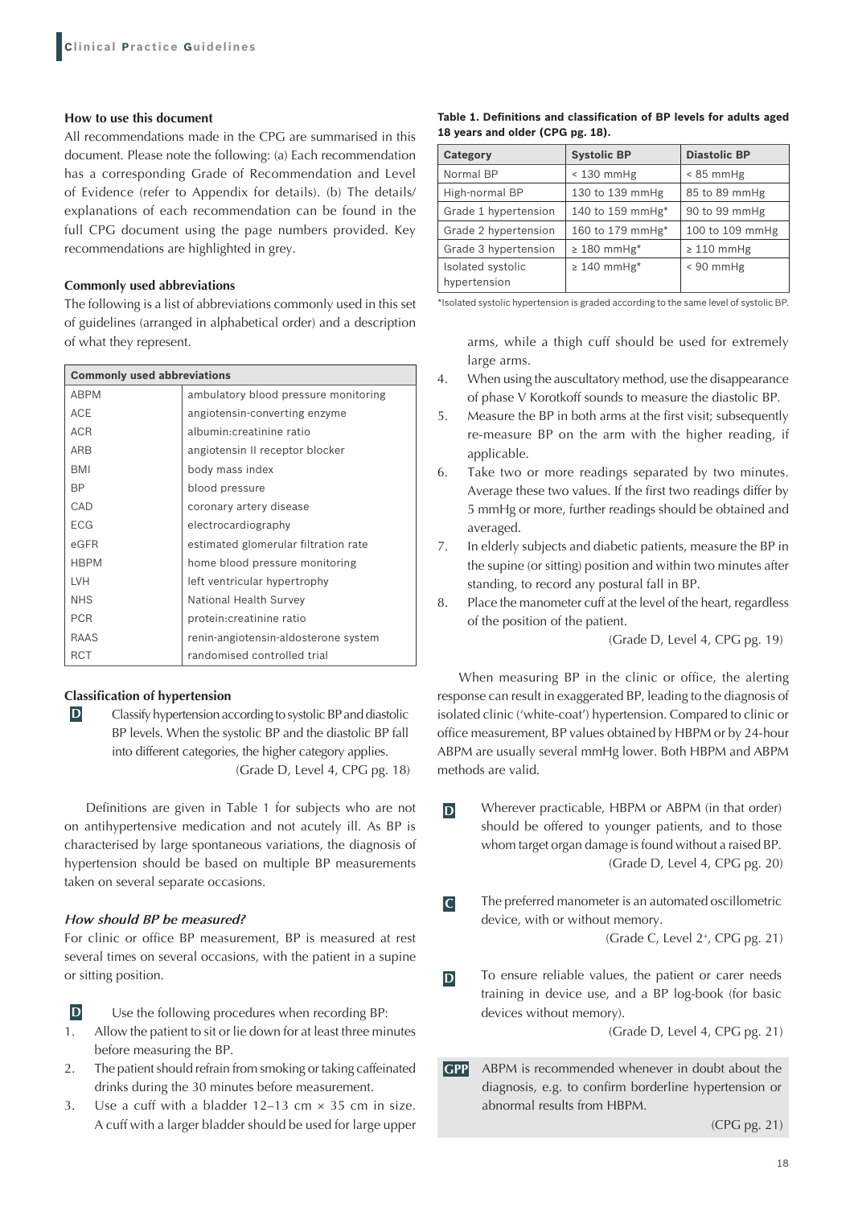### How to use this document

All recommendations made in the CPG are summarised in this document. Please note the following: (a) Each recommendation has a corresponding Grade of Recommendation and Level of Evidence (refer to Appendix for details). (b) The details/explanations of each recommendation can be found in the full CPG document using the page numbers provided. Key recommendations are highlighted in grey.

### Commonly used abbreviations

The following is a list of abbreviations commonly used in this set of guidelines (arranged in alphabetical order) and a description of what they represent.

| Commonly used abbreviations | |
|---|---|
| ABPM | ambulatory blood pressure monitoring |
| ACE | angiotensin-converting enzyme |
| ACR | albumin:creatinine ratio |
| ARB | angiotensin II receptor blocker |
| BMI | body mass index |
| BP | blood pressure |
| CAD | coronary artery disease |
| ECG | electrocardiography |
| eGFR | estimated glomerular filtration rate |
| HBPM | home blood pressure monitoring |
| LVH | left ventricular hypertrophy |
| NHS | National Health Survey |
| PCR | protein:creatinine ratio |
| RAAS | renin-angiotensin-aldosterone system |
| RCT | randomised controlled trial |

### Classification of hypertension

**D** Classify hypertension according to systolic BP and diastolic BP levels. When the systolic BP and the diastolic BP fall into different categories, the higher category applies.

(Grade D, Level 4, CPG pg. 18)

Definitions are given in Table 1 for subjects who are not on antihypertensive medication and not acutely ill. As BP is characterised by large spontaneous variations, the diagnosis of hypertension should be based on multiple BP measurements taken on several separate occasions.

**Table 1. Definitions and classification of BP levels for adults aged 18 years and older (CPG pg. 18).**

| Category | Systolic BP | Diastolic BP |
|---|---|---|
| Normal BP | < 130 mmHg | < 85 mmHg |
| High-normal BP | 130 to 139 mmHg | 85 to 89 mmHg |
| Grade 1 hypertension | 140 to 159 mmHg* | 90 to 99 mmHg |
| Grade 2 hypertension | 160 to 179 mmHg* | 100 to 109 mmHg |
| Grade 3 hypertension | ≥ 180 mmHg* | ≥ 110 mmHg |
| Isolated systolic hypertension | ≥ 140 mmHg* | < 90 mmHg |

*Isolated systolic hypertension is graded according to the same level of systolic BP.

#### *How should BP be measured?*

For clinic or office BP measurement, BP is measured at rest several times on several occasions, with the patient in a supine or sitting position.

**D** Use the following procedures when recording BP:

1. Allow the patient to sit or lie down for at least three minutes before measuring the BP.
2. The patient should refrain from smoking or taking caffeinated drinks during the 30 minutes before measurement.
3. Use a cuff with a bladder 12–13 cm × 35 cm in size. A cuff with a larger bladder should be used for large upper arms, while a thigh cuff should be used for extremely large arms.
4. When using the auscultatory method, use the disappearance of phase V Korotkoff sounds to measure the diastolic BP.
5. Measure the BP in both arms at the first visit; subsequently re-measure BP on the arm with the higher reading, if applicable.
6. Take two or more readings separated by two minutes. Average these two values. If the first two readings differ by 5 mmHg or more, further readings should be obtained and averaged.
7. In elderly subjects and diabetic patients, measure the BP in the supine (or sitting) position and within two minutes after standing, to record any postural fall in BP.
8. Place the manometer cuff at the level of the heart, regardless of the position of the patient.

(Grade D, Level 4, CPG pg. 19)

When measuring BP in the clinic or office, the alerting response can result in exaggerated BP, leading to the diagnosis of isolated clinic ('white-coat') hypertension. Compared to clinic or office measurement, BP values obtained by HBPM or by 24-hour ABPM are usually several mmHg lower. Both HBPM and ABPM methods are valid.

**D** Wherever practicable, HBPM or ABPM (in that order) should be offered to younger patients, and to those whom target organ damage is found without a raised BP.

(Grade D, Level 4, CPG pg. 20)

**C** The preferred manometer is an automated oscillometric device, with or without memory.

(Grade C, Level 2+, CPG pg. 21)

**D** To ensure reliable values, the patient or carer needs training in device use, and a BP log-book (for basic devices without memory).

(Grade D, Level 4, CPG pg. 21)

**GPP** ABPM is recommended whenever in doubt about the diagnosis, e.g. to confirm borderline hypertension or abnormal results from HBPM.

(CPG pg. 21)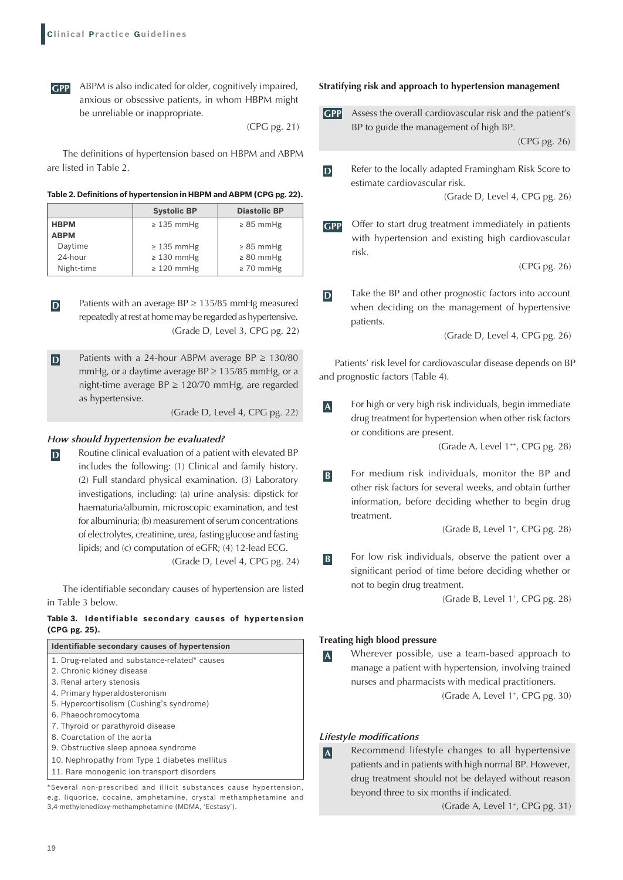**GPP** ABPM is also indicated for older, cognitively impaired, anxious or obsessive patients, in whom HBPM might be unreliable or inappropriate.

(CPG pg. 21)

The definitions of hypertension based on HBPM and ABPM are listed in Table 2.

**Table 2. Definitions of hypertension in HBPM and ABPM (CPG pg. 22).**

| | Systolic BP | Diastolic BP |
|---|---|---|
| **HBPM** | ≥ 135 mmHg | ≥ 85 mmHg |
| **ABPM** | | |
| Daytime | ≥ 135 mmHg | ≥ 85 mmHg |
| 24-hour | ≥ 130 mmHg | ≥ 80 mmHg |
| Night-time | ≥ 120 mmHg | ≥ 70 mmHg |

**D** Patients with an average BP ≥ 135/85 mmHg measured repeatedly at rest at home may be regarded as hypertensive.

(Grade D, Level 3, CPG pg. 22)

**D** Patients with a 24-hour ABPM average BP ≥ 130/80 mmHg, or a daytime average BP ≥ 135/85 mmHg, or a night-time average BP ≥ 120/70 mmHg, are regarded as hypertensive.

(Grade D, Level 4, CPG pg. 22)

### *How should hypertension be evaluated?*

**D** Routine clinical evaluation of a patient with elevated BP includes the following: (1) Clinical and family history. (2) Full standard physical examination. (3) Laboratory investigations, including: (a) urine analysis: dipstick for haematuria/albumin, microscopic examination, and test for albuminuria; (b) measurement of serum concentrations of electrolytes, creatinine, urea, fasting glucose and fasting lipids; and (c) computation of eGFR; (4) 12-lead ECG.

(Grade D, Level 4, CPG pg. 24)

The identifiable secondary causes of hypertension are listed in Table 3 below.

**Table 3. Identifiable secondary causes of hypertension (CPG pg. 25).**

| Identifiable secondary causes of hypertension |
|---|
| 1. Drug-related and substance-related* causes |
| 2. Chronic kidney disease |
| 3. Renal artery stenosis |
| 4. Primary hyperaldosteronism |
| 5. Hypercortisolism (Cushing's syndrome) |
| 6. Phaeochromocytoma |
| 7. Thyroid or parathyroid disease |
| 8. Coarctation of the aorta |
| 9. Obstructive sleep apnoea syndrome |
| 10. Nephropathy from Type 1 diabetes mellitus |
| 11. Rare monogenic ion transport disorders |

*Several non-prescribed and illicit substances cause hypertension, e.g. liquorice, cocaine, amphetamine, crystal methamphetamine and 3,4-methylenedioxy-methamphetamine (MDMA, 'Ecstasy').

### Stratifying risk and approach to hypertension management

**GPP** Assess the overall cardiovascular risk and the patient's BP to guide the management of high BP.

(CPG pg. 26)

**D** Refer to the locally adapted Framingham Risk Score to estimate cardiovascular risk.

(Grade D, Level 4, CPG pg. 26)

**GPP** Offer to start drug treatment immediately in patients with hypertension and existing high cardiovascular risk.

(CPG pg. 26)

**D** Take the BP and other prognostic factors into account when deciding on the management of hypertensive patients.

(Grade D, Level 4, CPG pg. 26)

Patients' risk level for cardiovascular disease depends on BP and prognostic factors (Table 4).

**A** For high or very high risk individuals, begin immediate drug treatment for hypertension when other risk factors or conditions are present.

(Grade A, Level 1++, CPG pg. 28)

**B** For medium risk individuals, monitor the BP and other risk factors for several weeks, and obtain further information, before deciding whether to begin drug treatment.

(Grade B, Level 1+, CPG pg. 28)

**B** For low risk individuals, observe the patient over a significant period of time before deciding whether or not to begin drug treatment.

(Grade B, Level 1+, CPG pg. 28)

### Treating high blood pressure

**A** Wherever possible, use a team-based approach to manage a patient with hypertension, involving trained nurses and pharmacists with medical practitioners.

(Grade A, Level 1+, CPG pg. 30)

### *Lifestyle modifications*

**A** Recommend lifestyle changes to all hypertensive patients and in patients with high normal BP. However, drug treatment should not be delayed without reason beyond three to six months if indicated.

(Grade A, Level 1+, CPG pg. 31)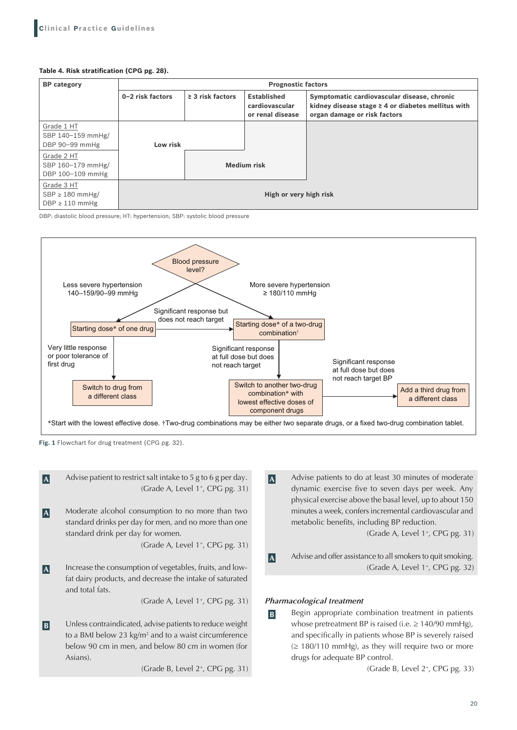**Table 4. Risk stratification (CPG pg. 28).**

| BP category | Prognostic factors | | | |
|---|---|---|---|---|
| | 0–2 risk factors | ≥ 3 risk factors | Established cardiovascular or renal disease | Symptomatic cardiovascular disease, chronic kidney disease stage ≥ 4 or diabetes mellitus with organ damage or risk factors |
| Grade 1 HT SBP 140–159 mmHg/ DBP 90–99 mmHg | Low risk | Low risk | Medium risk | High or very high risk |
| Grade 2 HT SBP 160–179 mmHg/ DBP 100–109 mmHg | Low risk | Medium risk | Medium risk | High or very high risk |
| Grade 3 HT SBP ≥ 180 mmHg/ DBP ≥ 110 mmHg | High or very high risk | High or very high risk | High or very high risk | High or very high risk |

DBP: diastolic blood pressure; HT: hypertension; SBP: systolic blood pressure

Blood pressure level?

- Less severe hypertension 140–159/90–99 mmHg → Starting dose* of one drug
  - Significant response but does not reach target → Starting dose* of a two-drug combination†
  - Very little response or poor tolerance of first drug → Switch to drug from a different class
- More severe hypertension ≥ 180/110 mmHg → Starting dose* of a two-drug combination†
  - Significant response at full dose but does not reach target → Switch to another two-drug combination* with lowest effective doses of component drugs
    - Significant response at full dose but does not reach target BP → Add a third drug from a different class

*Start with the lowest effective dose. †Two-drug combinations may be either two separate drugs, or a fixed two-drug combination tablet.

**Fig. 1** Flowchart for drug treatment (CPG pg. 32).

**A** Advise patient to restrict salt intake to 5 g to 6 g per day.
(Grade A, Level 1+, CPG pg. 31)

**A** Moderate alcohol consumption to no more than two standard drinks per day for men, and no more than one standard drink per day for women.
(Grade A, Level 1+, CPG pg. 31)

**A** Increase the consumption of vegetables, fruits, and low-fat dairy products, and decrease the intake of saturated and total fats.
(Grade A, Level 1+, CPG pg. 31)

**B** Unless contraindicated, advise patients to reduce weight to a BMI below 23 kg/m² and to a waist circumference below 90 cm in men, and below 80 cm in women (for Asians).
(Grade B, Level 2+, CPG pg. 31)

**A** Advise patients to do at least 30 minutes of moderate dynamic exercise five to seven days per week. Any physical exercise above the basal level, up to about 150 minutes a week, confers incremental cardiovascular and metabolic benefits, including BP reduction.
(Grade A, Level 1+, CPG pg. 31)

**A** Advise and offer assistance to all smokers to quit smoking.
(Grade A, Level 1+, CPG pg. 32)

### *Pharmacological treatment*

**B** Begin appropriate combination treatment in patients whose pretreatment BP is raised (i.e. ≥ 140/90 mmHg), and specifically in patients whose BP is severely raised (≥ 180/110 mmHg), as they will require two or more drugs for adequate BP control.
(Grade B, Level 2+, CPG pg. 33)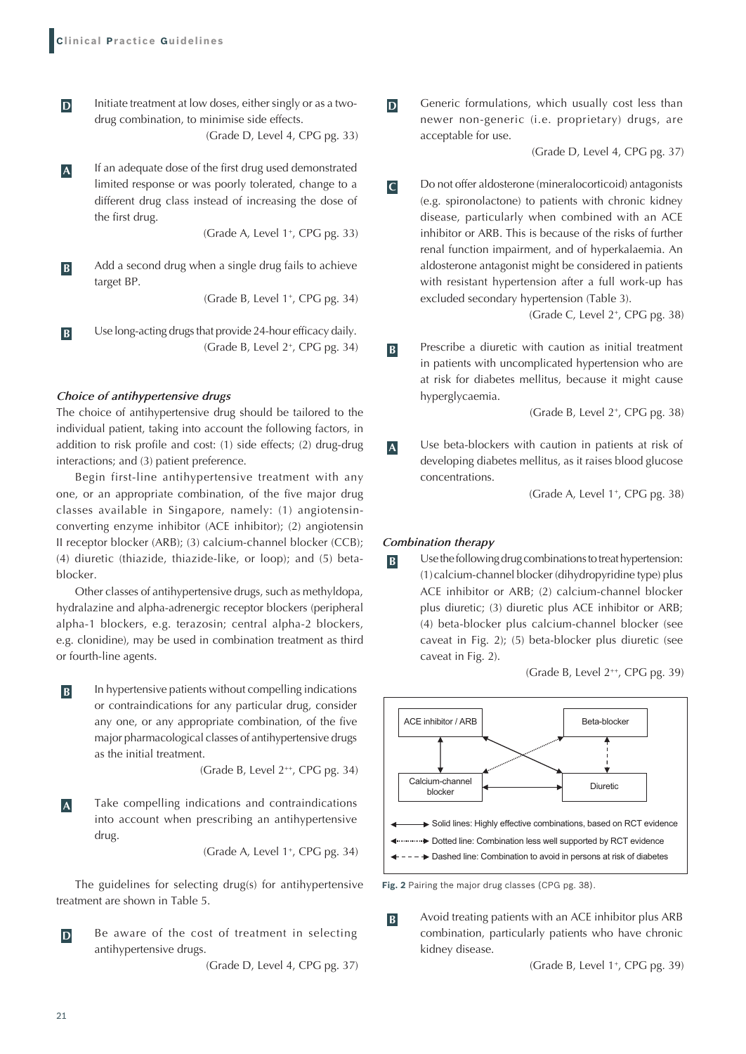**D** Initiate treatment at low doses, either singly or as a two-drug combination, to minimise side effects.
(Grade D, Level 4, CPG pg. 33)

**A** If an adequate dose of the first drug used demonstrated limited response or was poorly tolerated, change to a different drug class instead of increasing the dose of the first drug.
(Grade A, Level 1+, CPG pg. 33)

**B** Add a second drug when a single drug fails to achieve target BP.
(Grade B, Level 1+, CPG pg. 34)

**B** Use long-acting drugs that provide 24-hour efficacy daily.
(Grade B, Level 2+, CPG pg. 34)

### *Choice of antihypertensive drugs*

The choice of antihypertensive drug should be tailored to the individual patient, taking into account the following factors, in addition to risk profile and cost: (1) side effects; (2) drug-drug interactions; and (3) patient preference.

Begin first-line antihypertensive treatment with any one, or an appropriate combination, of the five major drug classes available in Singapore, namely: (1) angiotensin-converting enzyme inhibitor (ACE inhibitor); (2) angiotensin II receptor blocker (ARB); (3) calcium-channel blocker (CCB); (4) diuretic (thiazide, thiazide-like, or loop); and (5) beta-blocker.

Other classes of antihypertensive drugs, such as methyldopa, hydralazine and alpha-adrenergic receptor blockers (peripheral alpha-1 blockers, e.g. terazosin; central alpha-2 blockers, e.g. clonidine), may be used in combination treatment as third or fourth-line agents.

**B** In hypertensive patients without compelling indications or contraindications for any particular drug, consider any one, or any appropriate combination, of the five major pharmacological classes of antihypertensive drugs as the initial treatment.
(Grade B, Level 2++, CPG pg. 34)

**A** Take compelling indications and contraindications into account when prescribing an antihypertensive drug.
(Grade A, Level 1+, CPG pg. 34)

The guidelines for selecting drug(s) for antihypertensive treatment are shown in Table 5.

**D** Be aware of the cost of treatment in selecting antihypertensive drugs.
(Grade D, Level 4, CPG pg. 37)

**D** Generic formulations, which usually cost less than newer non-generic (i.e. proprietary) drugs, are acceptable for use.
(Grade D, Level 4, CPG pg. 37)

**C** Do not offer aldosterone (mineralocorticoid) antagonists (e.g. spironolactone) to patients with chronic kidney disease, particularly when combined with an ACE inhibitor or ARB. This is because of the risks of further renal function impairment, and of hyperkalaemia. An aldosterone antagonist might be considered in patients with resistant hypertension after a full work-up has excluded secondary hypertension (Table 3).
(Grade C, Level 2+, CPG pg. 38)

**B** Prescribe a diuretic with caution as initial treatment in patients with uncomplicated hypertension who are at risk for diabetes mellitus, because it might cause hyperglycaemia.
(Grade B, Level 2+, CPG pg. 38)

**A** Use beta-blockers with caution in patients at risk of developing diabetes mellitus, as it raises blood glucose concentrations.
(Grade A, Level 1+, CPG pg. 38)

### *Combination therapy*

**B** Use the following drug combinations to treat hypertension: (1) calcium-channel blocker (dihydropyridine type) plus ACE inhibitor or ARB; (2) calcium-channel blocker plus diuretic; (3) diuretic plus ACE inhibitor or ARB; (4) beta-blocker plus calcium-channel blocker (see caveat in Fig. 2); (5) beta-blocker plus diuretic (see caveat in Fig. 2).
(Grade B, Level 2++, CPG pg. 39)

ACE inhibitor / ARB — Beta-blocker — Calcium-channel blocker — Diuretic

Solid lines: Highly effective combinations, based on RCT evidence
Dotted line: Combination less well supported by RCT evidence
Dashed line: Combination to avoid in persons at risk of diabetes

**Fig. 2** Pairing the major drug classes (CPG pg. 38).

**B** Avoid treating patients with an ACE inhibitor plus ARB combination, particularly patients who have chronic kidney disease.
(Grade B, Level 1+, CPG pg. 39)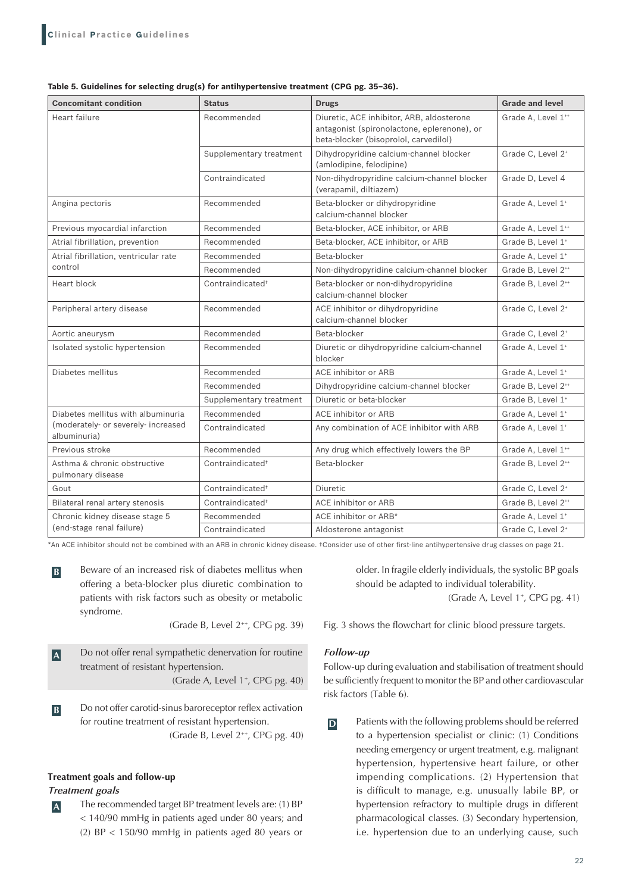**Table 5. Guidelines for selecting drug(s) for antihypertensive treatment (CPG pg. 35–36).**

| Concomitant condition | Status | Drugs | Grade and level |
|---|---|---|---|
| Heart failure | Recommended | Diuretic, ACE inhibitor, ARB, aldosterone antagonist (spironolactone, eplerenone), or beta-blocker (bisoprolol, carvedilol) | Grade A, Level 1++ |
| | Supplementary treatment | Dihydropyridine calcium-channel blocker (amlodipine, felodipine) | Grade C, Level 2+ |
| | Contraindicated | Non-dihydropyridine calcium-channel blocker (verapamil, diltiazem) | Grade D, Level 4 |
| Angina pectoris | Recommended | Beta-blocker or dihydropyridine calcium-channel blocker | Grade A, Level 1+ |
| Previous myocardial infarction | Recommended | Beta-blocker, ACE inhibitor, or ARB | Grade A, Level 1++ |
| Atrial fibrillation, prevention | Recommended | Beta-blocker, ACE inhibitor, or ARB | Grade B, Level 1+ |
| Atrial fibrillation, ventricular rate control | Recommended | Beta-blocker | Grade A, Level 1+ |
| | Recommended | Non-dihydropyridine calcium-channel blocker | Grade B, Level 2++ |
| Heart block | Contraindicated† | Beta-blocker or non-dihydropyridine calcium-channel blocker | Grade B, Level 2++ |
| Peripheral artery disease | Recommended | ACE inhibitor or dihydropyridine calcium-channel blocker | Grade C, Level 2+ |
| Aortic aneurysm | Recommended | Beta-blocker | Grade C, Level 2+ |
| Isolated systolic hypertension | Recommended | Diuretic or dihydropyridine calcium-channel blocker | Grade A, Level 1+ |
| Diabetes mellitus | Recommended | ACE inhibitor or ARB | Grade A, Level 1+ |
| | Recommended | Dihydropyridine calcium-channel blocker | Grade B, Level 2++ |
| | Supplementary treatment | Diuretic or beta-blocker | Grade B, Level 1+ |
| Diabetes mellitus with albuminuria (moderately- or severely- increased albuminuria) | Recommended | ACE inhibitor or ARB | Grade A, Level 1+ |
| | Contraindicated | Any combination of ACE inhibitor with ARB | Grade A, Level 1+ |
| Previous stroke | Recommended | Any drug which effectively lowers the BP | Grade A, Level 1++ |
| Asthma & chronic obstructive pulmonary disease | Contraindicated† | Beta-blocker | Grade B, Level 2++ |
| Gout | Contraindicated† | Diuretic | Grade C, Level 2+ |
| Bilateral renal artery stenosis | Contraindicated† | ACE inhibitor or ARB | Grade B, Level 2++ |
| Chronic kidney disease stage 5 (end-stage renal failure) | Recommended | ACE inhibitor or ARB* | Grade A, Level 1+ |
| | Contraindicated | Aldosterone antagonist | Grade C, Level 2+ |

*An ACE inhibitor should not be combined with an ARB in chronic kidney disease. †Consider use of other first-line antihypertensive drug classes on page 21.

**B** Beware of an increased risk of diabetes mellitus when offering a beta-blocker plus diuretic combination to patients with risk factors such as obesity or metabolic syndrome.

(Grade B, Level 2++, CPG pg. 39)

**A** Do not offer renal sympathetic denervation for routine treatment of resistant hypertension.

(Grade A, Level 1+, CPG pg. 40)

**B** Do not offer carotid-sinus baroreceptor reflex activation for routine treatment of resistant hypertension.

(Grade B, Level 2++, CPG pg. 40)

### Treatment goals and follow-up

#### *Treatment goals*

**A** The recommended target BP treatment levels are: (1) BP < 140/90 mmHg in patients aged under 80 years; and (2) BP < 150/90 mmHg in patients aged 80 years or older. In fragile elderly individuals, the systolic BP goals should be adapted to individual tolerability.

(Grade A, Level 1+, CPG pg. 41)

Fig. 3 shows the flowchart for clinic blood pressure targets.

#### *Follow-up*

Follow-up during evaluation and stabilisation of treatment should be sufficiently frequent to monitor the BP and other cardiovascular risk factors (Table 6).

**D** Patients with the following problems should be referred to a hypertension specialist or clinic: (1) Conditions needing emergency or urgent treatment, e.g. malignant hypertension, hypertensive heart failure, or other impending complications. (2) Hypertension that is difficult to manage, e.g. unusually labile BP, or hypertension refractory to multiple drugs in different pharmacological classes. (3) Secondary hypertension, i.e. hypertension due to an underlying cause, such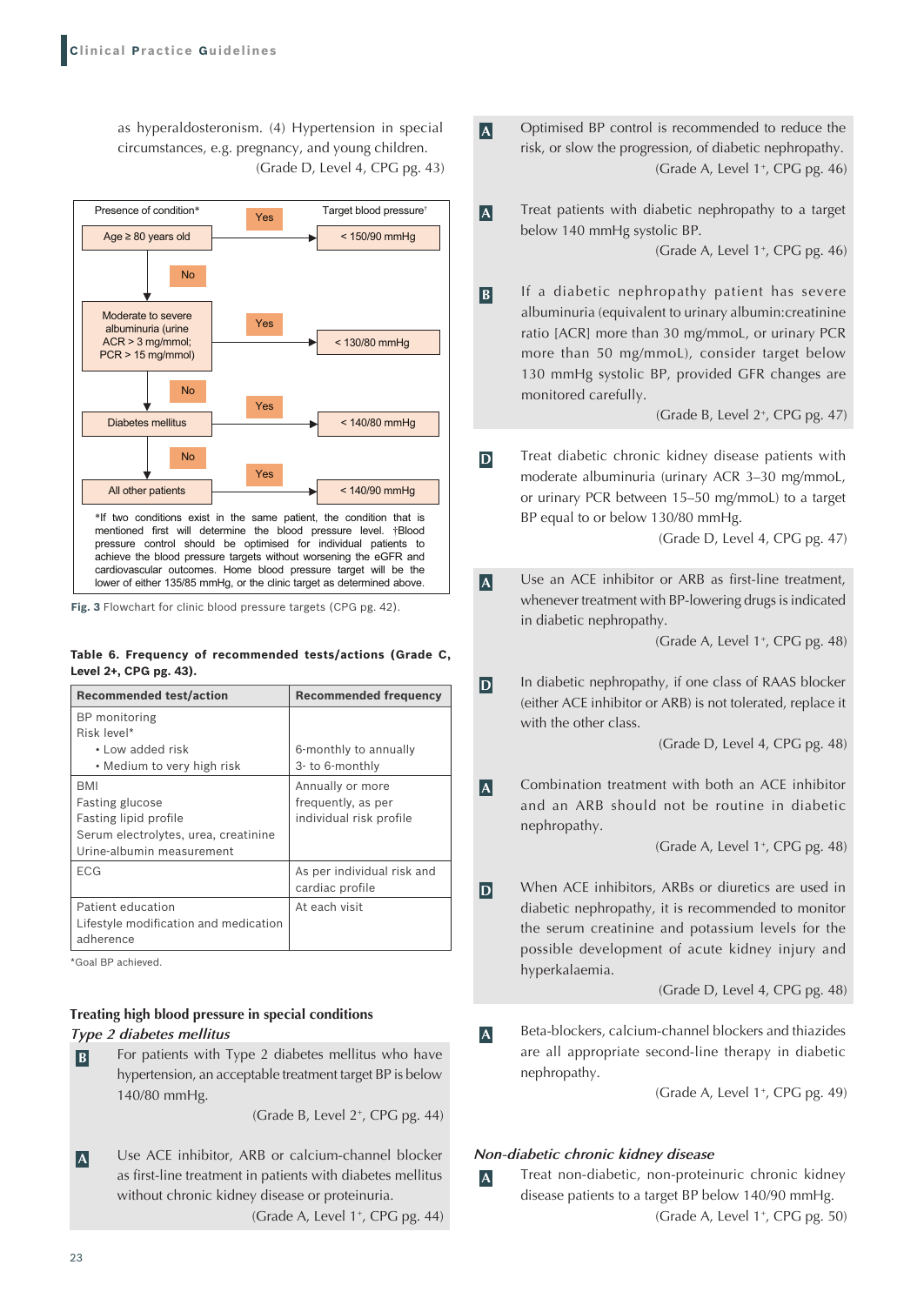as hyperaldosteronism. (4) Hypertension in special circumstances, e.g. pregnancy, and young children.
(Grade D, Level 4, CPG pg. 43)

| Presence of condition* | | Target blood pressure† |
|---|---|---|
| Age ≥ 80 years old | Yes | < 150/90 mmHg |
| No ↓ | | |
| Moderate to severe albuminuria (urine ACR > 3 mg/mmol; PCR > 15 mg/mmol) | Yes | < 130/80 mmHg |
| No ↓ | | |
| Diabetes mellitus | Yes | < 140/80 mmHg |
| No ↓ | | |
| All other patients | Yes | < 140/90 mmHg |

*If two conditions exist in the same patient, the condition that is mentioned first will determine the blood pressure level. †Blood pressure control should be optimised for individual patients to achieve the blood pressure targets without worsening the eGFR and cardiovascular outcomes. Home blood pressure target will be the lower of either 135/85 mmHg, or the clinic target as determined above.

**Fig. 3** Flowchart for clinic blood pressure targets (CPG pg. 42).

**Table 6. Frequency of recommended tests/actions (Grade C, Level 2+, CPG pg. 43).**

| Recommended test/action | Recommended frequency |
|---|---|
| BP monitoring<br>Risk level*<br>• Low added risk<br>• Medium to very high risk | <br><br>6-monthly to annually<br>3- to 6-monthly |
| BMI<br>Fasting glucose<br>Fasting lipid profile<br>Serum electrolytes, urea, creatinine<br>Urine-albumin measurement | Annually or more frequently, as per individual risk profile |
| ECG | As per individual risk and cardiac profile |
| Patient education<br>Lifestyle modification and medication adherence | At each visit |

*Goal BP achieved.

### Treating high blood pressure in special conditions

*Type 2 diabetes mellitus*

**B** For patients with Type 2 diabetes mellitus who have hypertension, an acceptable treatment target BP is below 140/80 mmHg.
(Grade B, Level 2+, CPG pg. 44)

**A** Use ACE inhibitor, ARB or calcium-channel blocker as first-line treatment in patients with diabetes mellitus without chronic kidney disease or proteinuria.
(Grade A, Level 1+, CPG pg. 44)

**A** Optimised BP control is recommended to reduce the risk, or slow the progression, of diabetic nephropathy.
(Grade A, Level 1+, CPG pg. 46)

**A** Treat patients with diabetic nephropathy to a target below 140 mmHg systolic BP.
(Grade A, Level 1+, CPG pg. 46)

**B** If a diabetic nephropathy patient has severe albuminuria (equivalent to urinary albumin:creatinine ratio [ACR] more than 30 mg/mmoL, or urinary PCR more than 50 mg/mmoL), consider target below 130 mmHg systolic BP, provided GFR changes are monitored carefully.
(Grade B, Level 2+, CPG pg. 47)

**D** Treat diabetic chronic kidney disease patients with moderate albuminuria (urinary ACR 3–30 mg/mmoL, or urinary PCR between 15–50 mg/mmoL) to a target BP equal to or below 130/80 mmHg.
(Grade D, Level 4, CPG pg. 47)

**A** Use an ACE inhibitor or ARB as first-line treatment, whenever treatment with BP-lowering drugs is indicated in diabetic nephropathy.
(Grade A, Level 1+, CPG pg. 48)

**D** In diabetic nephropathy, if one class of RAAS blocker (either ACE inhibitor or ARB) is not tolerated, replace it with the other class.
(Grade D, Level 4, CPG pg. 48)

**A** Combination treatment with both an ACE inhibitor and an ARB should not be routine in diabetic nephropathy.
(Grade A, Level 1+, CPG pg. 48)

**D** When ACE inhibitors, ARBs or diuretics are used in diabetic nephropathy, it is recommended to monitor the serum creatinine and potassium levels for the possible development of acute kidney injury and hyperkalaemia.
(Grade D, Level 4, CPG pg. 48)

**A** Beta-blockers, calcium-channel blockers and thiazides are all appropriate second-line therapy in diabetic nephropathy.
(Grade A, Level 1+, CPG pg. 49)

*Non-diabetic chronic kidney disease*

**A** Treat non-diabetic, non-proteinuric chronic kidney disease patients to a target BP below 140/90 mmHg.
(Grade A, Level 1+, CPG pg. 50)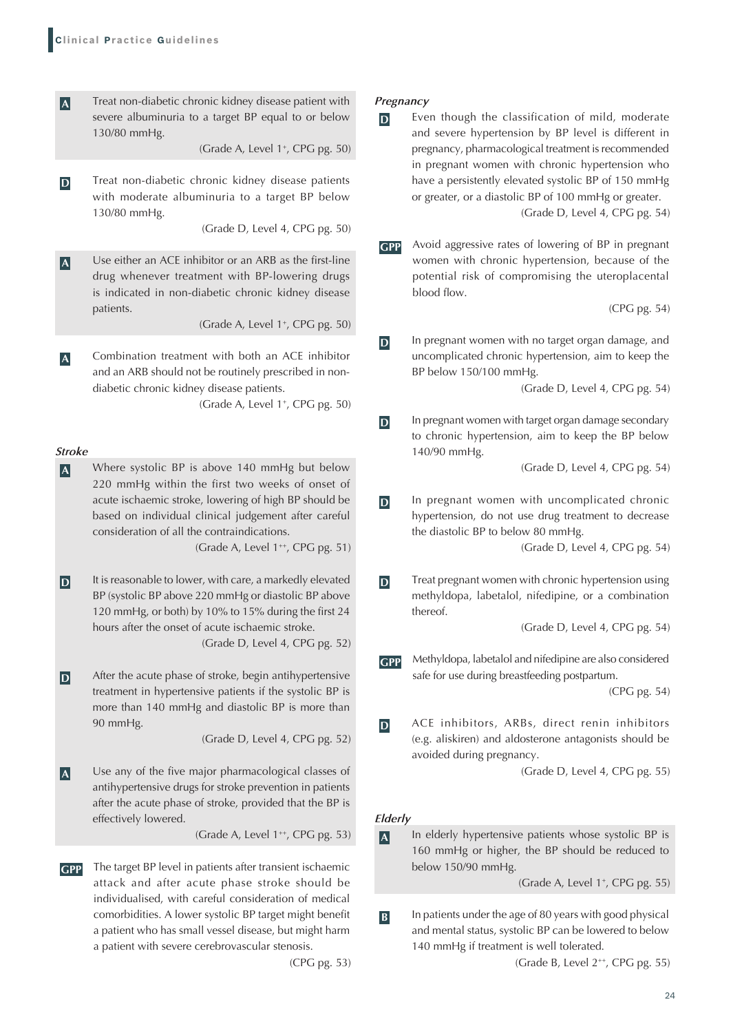**A** Treat non-diabetic chronic kidney disease patient with severe albuminuria to a target BP equal to or below 130/80 mmHg.

(Grade A, Level 1+, CPG pg. 50)

**D** Treat non-diabetic chronic kidney disease patients with moderate albuminuria to a target BP below 130/80 mmHg.

(Grade D, Level 4, CPG pg. 50)

**A** Use either an ACE inhibitor or an ARB as the first-line drug whenever treatment with BP-lowering drugs is indicated in non-diabetic chronic kidney disease patients.

(Grade A, Level 1+, CPG pg. 50)

**A** Combination treatment with both an ACE inhibitor and an ARB should not be routinely prescribed in non-diabetic chronic kidney disease patients.

(Grade A, Level 1+, CPG pg. 50)

***Stroke***

**A** Where systolic BP is above 140 mmHg but below 220 mmHg within the first two weeks of onset of acute ischaemic stroke, lowering of high BP should be based on individual clinical judgement after careful consideration of all the contraindications.

(Grade A, Level 1++, CPG pg. 51)

**D** It is reasonable to lower, with care, a markedly elevated BP (systolic BP above 220 mmHg or diastolic BP above 120 mmHg, or both) by 10% to 15% during the first 24 hours after the onset of acute ischaemic stroke.

(Grade D, Level 4, CPG pg. 52)

**D** After the acute phase of stroke, begin antihypertensive treatment in hypertensive patients if the systolic BP is more than 140 mmHg and diastolic BP is more than 90 mmHg.

(Grade D, Level 4, CPG pg. 52)

**A** Use any of the five major pharmacological classes of antihypertensive drugs for stroke prevention in patients after the acute phase of stroke, provided that the BP is effectively lowered.

(Grade A, Level 1++, CPG pg. 53)

**GPP** The target BP level in patients after transient ischaemic attack and after acute phase stroke should be individualised, with careful consideration of medical comorbidities. A lower systolic BP target might benefit a patient who has small vessel disease, but might harm a patient with severe cerebrovascular stenosis.

(CPG pg. 53)

***Pregnancy***

**D** Even though the classification of mild, moderate and severe hypertension by BP level is different in pregnancy, pharmacological treatment is recommended in pregnant women with chronic hypertension who have a persistently elevated systolic BP of 150 mmHg or greater, or a diastolic BP of 100 mmHg or greater.

(Grade D, Level 4, CPG pg. 54)

**GPP** Avoid aggressive rates of lowering of BP in pregnant women with chronic hypertension, because of the potential risk of compromising the uteroplacental blood flow.

(CPG pg. 54)

**D** In pregnant women with no target organ damage, and uncomplicated chronic hypertension, aim to keep the BP below 150/100 mmHg.

(Grade D, Level 4, CPG pg. 54)

**D** In pregnant women with target organ damage secondary to chronic hypertension, aim to keep the BP below 140/90 mmHg.

(Grade D, Level 4, CPG pg. 54)

**D** In pregnant women with uncomplicated chronic hypertension, do not use drug treatment to decrease the diastolic BP to below 80 mmHg.

(Grade D, Level 4, CPG pg. 54)

**D** Treat pregnant women with chronic hypertension using methyldopa, labetalol, nifedipine, or a combination thereof.

(Grade D, Level 4, CPG pg. 54)

**GPP** Methyldopa, labetalol and nifedipine are also considered safe for use during breastfeeding postpartum.

(CPG pg. 54)

**D** ACE inhibitors, ARBs, direct renin inhibitors (e.g. aliskiren) and aldosterone antagonists should be avoided during pregnancy.

(Grade D, Level 4, CPG pg. 55)

***Elderly***

**A** In elderly hypertensive patients whose systolic BP is 160 mmHg or higher, the BP should be reduced to below 150/90 mmHg.

(Grade A, Level 1+, CPG pg. 55)

**B** In patients under the age of 80 years with good physical and mental status, systolic BP can be lowered to below 140 mmHg if treatment is well tolerated.

(Grade B, Level 2++, CPG pg. 55)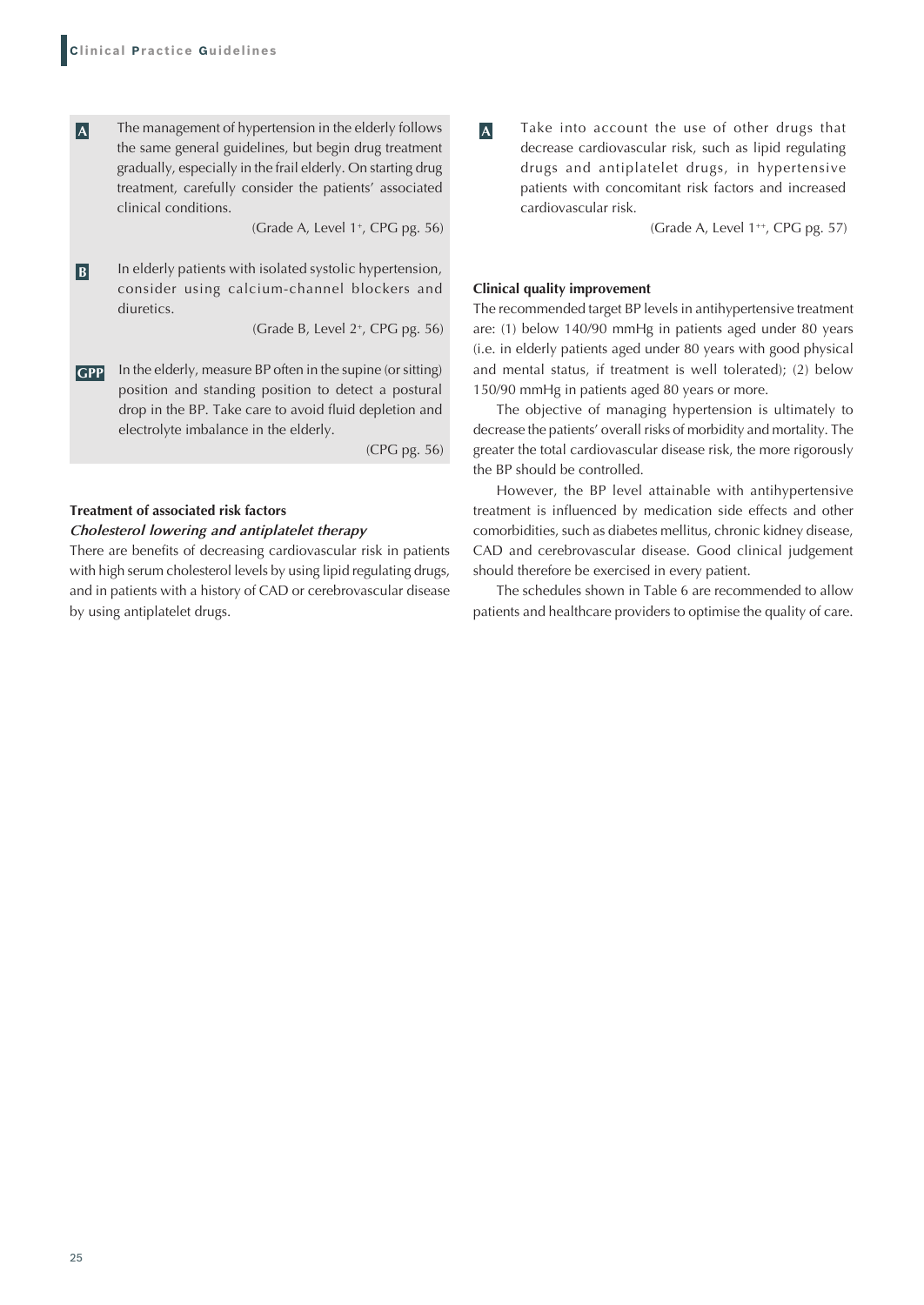**A** The management of hypertension in the elderly follows the same general guidelines, but begin drug treatment gradually, especially in the frail elderly. On starting drug treatment, carefully consider the patients' associated clinical conditions.

(Grade A, Level 1+, CPG pg. 56)

**B** In elderly patients with isolated systolic hypertension, consider using calcium-channel blockers and diuretics.

(Grade B, Level 2+, CPG pg. 56)

**GPP** In the elderly, measure BP often in the supine (or sitting) position and standing position to detect a postural drop in the BP. Take care to avoid fluid depletion and electrolyte imbalance in the elderly.

(CPG pg. 56)

#### Treatment of associated risk factors

***Cholesterol lowering and antiplatelet therapy***

There are benefits of decreasing cardiovascular risk in patients with high serum cholesterol levels by using lipid regulating drugs, and in patients with a history of CAD or cerebrovascular disease by using antiplatelet drugs.

**A** Take into account the use of other drugs that decrease cardiovascular risk, such as lipid regulating drugs and antiplatelet drugs, in hypertensive patients with concomitant risk factors and increased cardiovascular risk.

(Grade A, Level 1++, CPG pg. 57)

#### Clinical quality improvement

The recommended target BP levels in antihypertensive treatment are: (1) below 140/90 mmHg in patients aged under 80 years (i.e. in elderly patients aged under 80 years with good physical and mental status, if treatment is well tolerated); (2) below 150/90 mmHg in patients aged 80 years or more.

The objective of managing hypertension is ultimately to decrease the patients' overall risks of morbidity and mortality. The greater the total cardiovascular disease risk, the more rigorously the BP should be controlled.

However, the BP level attainable with antihypertensive treatment is influenced by medication side effects and other comorbidities, such as diabetes mellitus, chronic kidney disease, CAD and cerebrovascular disease. Good clinical judgement should therefore be exercised in every patient.

The schedules shown in Table 6 are recommended to allow patients and healthcare providers to optimise the quality of care.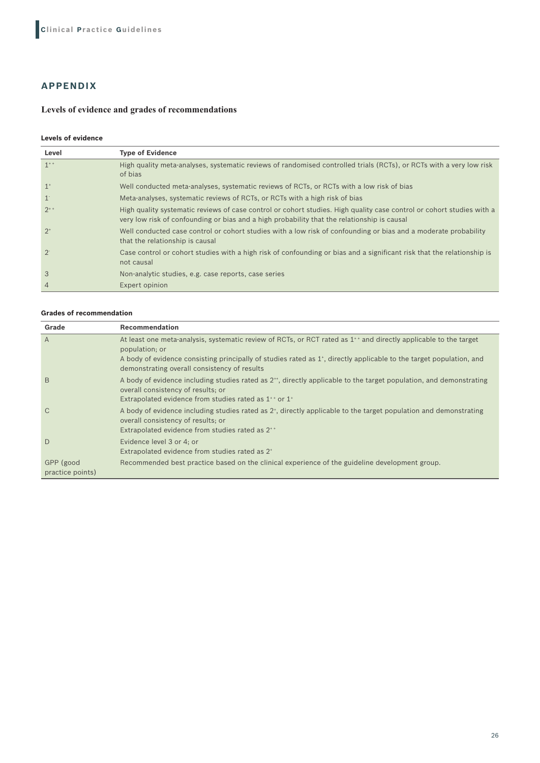## APPENDIX

### Levels of evidence and grades of recommendations

#### Levels of evidence

| Level | Type of Evidence |
|---|---|
| $1^{++}$ | High quality meta-analyses, systematic reviews of randomised controlled trials (RCTs), or RCTs with a very low risk of bias |
| $1^{+}$ | Well conducted meta-analyses, systematic reviews of RCTs, or RCTs with a low risk of bias |
| $1^{-}$ | Meta-analyses, systematic reviews of RCTs, or RCTs with a high risk of bias |
| $2^{++}$ | High quality systematic reviews of case control or cohort studies. High quality case control or cohort studies with a very low risk of confounding or bias and a high probability that the relationship is causal |
| $2^{+}$ | Well conducted case control or cohort studies with a low risk of confounding or bias and a moderate probability that the relationship is causal |
| $2^{-}$ | Case control or cohort studies with a high risk of confounding or bias and a significant risk that the relationship is not causal |
| 3 | Non-analytic studies, e.g. case reports, case series |
| 4 | Expert opinion |

#### Grades of recommendation

| Grade | Recommendation |
|---|---|
| A | At least one meta-analysis, systematic review of RCTs, or RCT rated as $1^{++}$ and directly applicable to the target population; or<br>A body of evidence consisting principally of studies rated as $1^{+}$, directly applicable to the target population, and demonstrating overall consistency of results |
| B | A body of evidence including studies rated as $2^{++}$, directly applicable to the target population, and demonstrating overall consistency of results; or<br>Extrapolated evidence from studies rated as $1^{++}$ or $1^{+}$ |
| C | A body of evidence including studies rated as $2^{+}$, directly applicable to the target population and demonstrating overall consistency of results; or<br>Extrapolated evidence from studies rated as $2^{++}$ |
| D | Evidence level 3 or 4; or<br>Extrapolated evidence from studies rated as $2^{+}$ |
| GPP (good practice points) | Recommended best practice based on the clinical experience of the guideline development group. |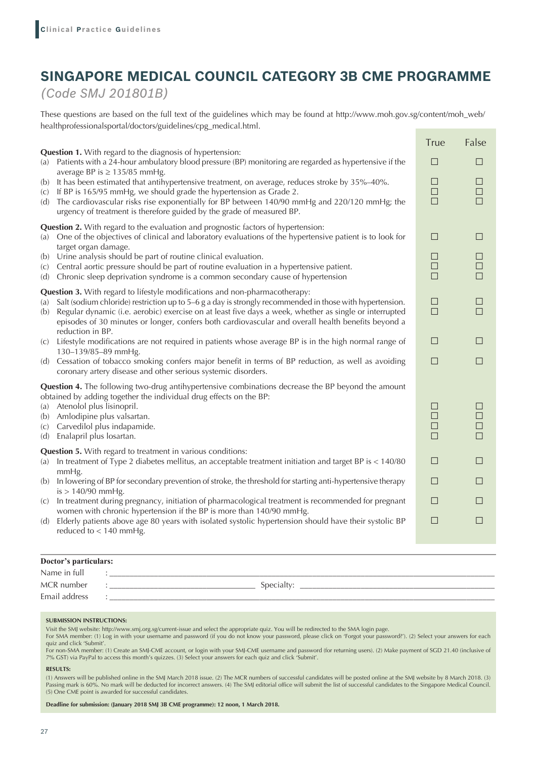# SINGAPORE MEDICAL COUNCIL CATEGORY 3B CME PROGRAMME

*(Code SMJ 201801B)*

These questions are based on the full text of the guidelines which may be found at http://www.moh.gov.sg/content/moh_web/healthprofessionalsportal/doctors/guidelines/cpg_medical.html.

| | True | False |
|---|---|---|
| **Question 1.** With regard to the diagnosis of hypertension: | | |
| (a) Patients with a 24-hour ambulatory blood pressure (BP) monitoring are regarded as hypertensive if the average BP is ≥ 135/85 mmHg. | ☐ | ☐ |
| (b) It has been estimated that antihypertensive treatment, on average, reduces stroke by 35%–40%. | ☐ | ☐ |
| (c) If BP is 165/95 mmHg, we should grade the hypertension as Grade 2. | ☐ | ☐ |
| (d) The cardiovascular risks rise exponentially for BP between 140/90 mmHg and 220/120 mmHg; the urgency of treatment is therefore guided by the grade of measured BP. | ☐ | ☐ |
| **Question 2.** With regard to the evaluation and prognostic factors of hypertension: | | |
| (a) One of the objectives of clinical and laboratory evaluations of the hypertensive patient is to look for target organ damage. | ☐ | ☐ |
| (b) Urine analysis should be part of routine clinical evaluation. | ☐ | ☐ |
| (c) Central aortic pressure should be part of routine evaluation in a hypertensive patient. | ☐ | ☐ |
| (d) Chronic sleep deprivation syndrome is a common secondary cause of hypertension | ☐ | ☐ |
| **Question 3.** With regard to lifestyle modifications and non-pharmacotherapy: | | |
| (a) Salt (sodium chloride) restriction up to 5–6 g a day is strongly recommended in those with hypertension. | ☐ | ☐ |
| (b) Regular dynamic (i.e. aerobic) exercise on at least five days a week, whether as single or interrupted episodes of 30 minutes or longer, confers both cardiovascular and overall health benefits beyond a reduction in BP. | ☐ | ☐ |
| (c) Lifestyle modifications are not required in patients whose average BP is in the high normal range of 130–139/85–89 mmHg. | ☐ | ☐ |
| (d) Cessation of tobacco smoking confers major benefit in terms of BP reduction, as well as avoiding coronary artery disease and other serious systemic disorders. | ☐ | ☐ |
| **Question 4.** The following two-drug antihypertensive combinations decrease the BP beyond the amount obtained by adding together the individual drug effects on the BP: | | |
| (a) Atenolol plus lisinopril. | ☐ | ☐ |
| (b) Amlodipine plus valsartan. | ☐ | ☐ |
| (c) Carvedilol plus indapamide. | ☐ | ☐ |
| (d) Enalapril plus losartan. | ☐ | ☐ |
| **Question 5.** With regard to treatment in various conditions: | | |
| (a) In treatment of Type 2 diabetes mellitus, an acceptable treatment initiation and target BP is < 140/80 mmHg. | ☐ | ☐ |
| (b) In lowering of BP for secondary prevention of stroke, the threshold for starting anti-hypertensive therapy is > 140/90 mmHg. | ☐ | ☐ |
| (c) In treatment during pregnancy, initiation of pharmacological treatment is recommended for pregnant women with chronic hypertension if the BP is more than 140/90 mmHg. | ☐ | ☐ |
| (d) Elderly patients above age 80 years with isolated systolic hypertension should have their systolic BP reduced to < 140 mmHg. | ☐ | ☐ |

**Doctor's particulars:**

Name in full : ____________________

MCR number : ____________________ Specialty: ____________________

Email address : ____________________

**SUBMISSION INSTRUCTIONS:**

Visit the SMJ website: http://www.smj.org.sg/current-issue and select the appropriate quiz. You will be redirected to the SMA login page.

For SMA member: (1) Log in with your username and password (if you do not know your password, please click on 'Forgot your password?'). (2) Select your answers for each quiz and click 'Submit'.

For non-SMA member: (1) Create an SMJ-CME account, or login with your SMJ-CME username and password (for returning users). (2) Make payment of SGD 21.40 (inclusive of 7% GST) via PayPal to access this month's quizzes. (3) Select your answers for each quiz and click 'Submit'.

**RESULTS:**

(1) Answers will be published online in the SMJ March 2018 issue. (2) The MCR numbers of successful candidates will be posted online at the SMJ website by 8 March 2018. (3) Passing mark is 60%. No mark will be deducted for incorrect answers. (4) The SMJ editorial office will submit the list of successful candidates to the Singapore Medical Council. (5) One CME point is awarded for successful candidates.

**Deadline for submission: (January 2018 SMJ 3B CME programme): 12 noon, 1 March 2018.**